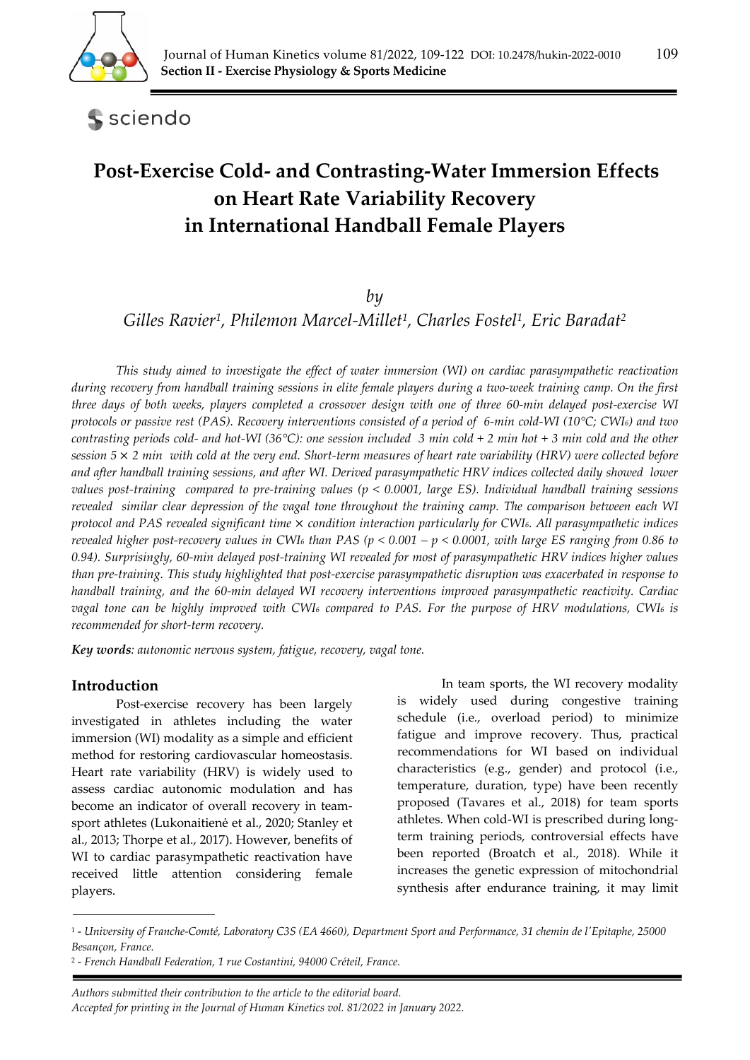# Post-Exercise Cold- and Contrasting-Water Immersion Effects on Heart Rate Variability Recovery in International Handball Female Players

*by*

*Gilles Ravier[1], Philemon Marcel-Millet[1], Charles Fostel[1], Eric Baradat[2]*

*This study aimed to investigate the effect of water immersion (WI) on cardiac parasympathetic reactivation during recovery from handball training sessions in elite female players during a two-week training camp. On the first three days of both weeks, players completed a crossover design with one of three 60-min delayed post-exercise WI protocols or passive rest (PAS). Recovery interventions consisted of a period of 6-min cold-WI (10°C; $CWI_6$) and two contrasting periods cold- and hot-WI (36°C): one session included 3 min cold + 2 min hot + 3 min cold and the other session 5 × 2 min with cold at the very end. Short-term measures of heart rate variability (HRV) were collected before and after handball training sessions, and after WI. Derived parasympathetic HRV indices collected daily showed lower values post-training compared to pre-training values ($p < 0.0001$, large ES). Individual handball training sessions revealed similar clear depression of the vagal tone throughout the training camp. The comparison between each WI protocol and PAS revealed significant time × condition interaction particularly for $CWI_6$. All parasympathetic indices revealed higher post-recovery values in $CWI_6$ than PAS ($p < 0.001$ – $p < 0.0001$, with large ES ranging from 0.86 to 0.94). Surprisingly, 60-min delayed post-training WI revealed for most of parasympathetic HRV indices higher values than pre-training. This study highlighted that post-exercise parasympathetic disruption was exacerbated in response to handball training, and the 60-min delayed WI recovery interventions improved parasympathetic reactivity. Cardiac vagal tone can be highly improved with $CWI_6$ compared to PAS. For the purpose of HRV modulations, $CWI_6$ is recommended for short-term recovery.*

***Key words**: autonomic nervous system, fatigue, recovery, vagal tone.*

## Introduction

Post-exercise recovery has been largely investigated in athletes including the water immersion (WI) modality as a simple and efficient method for restoring cardiovascular homeostasis. Heart rate variability (HRV) is widely used to assess cardiac autonomic modulation and has become an indicator of overall recovery in team-sport athletes (Lukonaitienė et al., 2020; Stanley et al., 2013; Thorpe et al., 2017). However, benefits of WI to cardiac parasympathetic reactivation have received little attention considering female players.

In team sports, the WI recovery modality is widely used during congestive training schedule (i.e., overload period) to minimize fatigue and improve recovery. Thus, practical recommendations for WI based on individual characteristics (e.g., gender) and protocol (i.e., temperature, duration, type) have been recently proposed (Tavares et al., 2018) for team sports athletes. When cold-WI is prescribed during long-term training periods, controversial effects have been reported (Broatch et al., 2018). While it increases the genetic expression of mitochondrial synthesis after endurance training, it may limit

[1] - *University of Franche-Comté, Laboratory C3S (EA 4660), Department Sport and Performance, 31 chemin de l'Epitaphe, 25000 Besançon, France.*

[2] - *French Handball Federation, 1 rue Costantini, 94000 Créteil, France.*

*Authors submitted their contribution to the article to the editorial board.*

*Accepted for printing in the Journal of Human Kinetics vol. 81/2022 in January 2022.*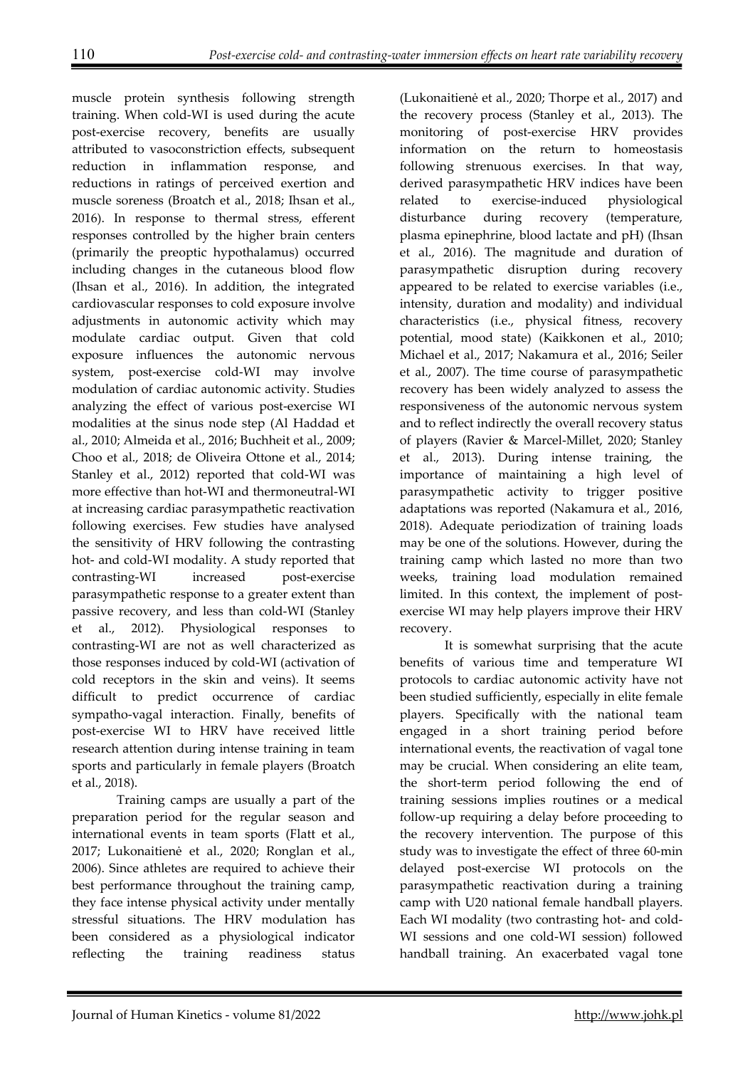muscle protein synthesis following strength training. When cold-WI is used during the acute post-exercise recovery, benefits are usually attributed to vasoconstriction effects, subsequent reduction in inflammation response, and reductions in ratings of perceived exertion and muscle soreness (Broatch et al., 2018; Ihsan et al., 2016). In response to thermal stress, efferent responses controlled by the higher brain centers (primarily the preoptic hypothalamus) occurred including changes in the cutaneous blood flow (Ihsan et al., 2016). In addition, the integrated cardiovascular responses to cold exposure involve adjustments in autonomic activity which may modulate cardiac output. Given that cold exposure influences the autonomic nervous system, post-exercise cold-WI may involve modulation of cardiac autonomic activity. Studies analyzing the effect of various post-exercise WI modalities at the sinus node step (Al Haddad et al., 2010; Almeida et al., 2016; Buchheit et al., 2009; Choo et al., 2018; de Oliveira Ottone et al., 2014; Stanley et al., 2012) reported that cold-WI was more effective than hot-WI and thermoneutral-WI at increasing cardiac parasympathetic reactivation following exercises. Few studies have analysed the sensitivity of HRV following the contrasting hot- and cold-WI modality. A study reported that contrasting-WI increased post-exercise parasympathetic response to a greater extent than passive recovery, and less than cold-WI (Stanley et al., 2012). Physiological responses to contrasting-WI are not as well characterized as those responses induced by cold-WI (activation of cold receptors in the skin and veins). It seems difficult to predict occurrence of cardiac sympatho-vagal interaction. Finally, benefits of post-exercise WI to HRV have received little research attention during intense training in team sports and particularly in female players (Broatch et al., 2018).

Training camps are usually a part of the preparation period for the regular season and international events in team sports (Flatt et al., 2017; Lukonaitienė et al., 2020; Ronglan et al., 2006). Since athletes are required to achieve their best performance throughout the training camp, they face intense physical activity under mentally stressful situations. The HRV modulation has been considered as a physiological indicator reflecting the training readiness status (Lukonaitienė et al., 2020; Thorpe et al., 2017) and the recovery process (Stanley et al., 2013). The monitoring of post-exercise HRV provides information on the return to homeostasis following strenuous exercises. In that way, derived parasympathetic HRV indices have been related to exercise-induced physiological disturbance during recovery (temperature, plasma epinephrine, blood lactate and pH) (Ihsan et al., 2016). The magnitude and duration of parasympathetic disruption during recovery appeared to be related to exercise variables (i.e., intensity, duration and modality) and individual characteristics (i.e., physical fitness, recovery potential, mood state) (Kaikkonen et al., 2010; Michael et al., 2017; Nakamura et al., 2016; Seiler et al., 2007). The time course of parasympathetic recovery has been widely analyzed to assess the responsiveness of the autonomic nervous system and to reflect indirectly the overall recovery status of players (Ravier & Marcel-Millet, 2020; Stanley et al., 2013). During intense training, the importance of maintaining a high level of parasympathetic activity to trigger positive adaptations was reported (Nakamura et al., 2016, 2018). Adequate periodization of training loads may be one of the solutions. However, during the training camp which lasted no more than two weeks, training load modulation remained limited. In this context, the implement of post-exercise WI may help players improve their HRV recovery.

It is somewhat surprising that the acute benefits of various time and temperature WI protocols to cardiac autonomic activity have not been studied sufficiently, especially in elite female players. Specifically with the national team engaged in a short training period before international events, the reactivation of vagal tone may be crucial. When considering an elite team, the short-term period following the end of training sessions implies routines or a medical follow-up requiring a delay before proceeding to the recovery intervention. The purpose of this study was to investigate the effect of three 60-min delayed post-exercise WI protocols on the parasympathetic reactivation during a training camp with U20 national female handball players. Each WI modality (two contrasting hot- and cold-WI sessions and one cold-WI session) followed handball training. An exacerbated vagal tone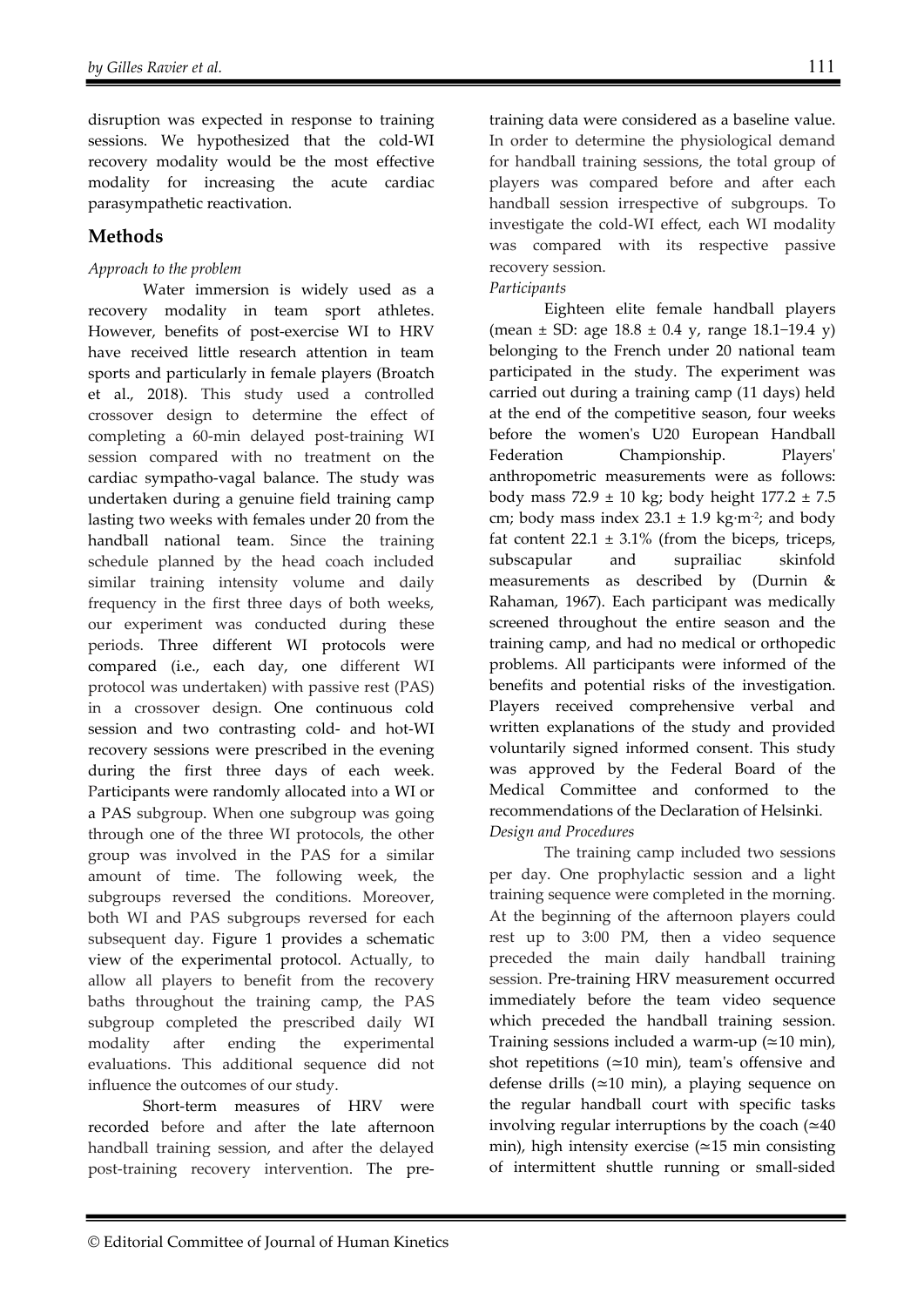disruption was expected in response to training sessions. We hypothesized that the cold-WI recovery modality would be the most effective modality for increasing the acute cardiac parasympathetic reactivation.

## Methods

*Approach to the problem*

Water immersion is widely used as a recovery modality in team sport athletes. However, benefits of post-exercise WI to HRV have received little research attention in team sports and particularly in female players (Broatch et al., 2018). This study used a controlled crossover design to determine the effect of completing a 60-min delayed post-training WI session compared with no treatment on the cardiac sympatho-vagal balance. The study was undertaken during a genuine field training camp lasting two weeks with females under 20 from the handball national team. Since the training schedule planned by the head coach included similar training intensity volume and daily frequency in the first three days of both weeks, our experiment was conducted during these periods. Three different WI protocols were compared (i.e., each day, one different WI protocol was undertaken) with passive rest (PAS) in a crossover design. One continuous cold session and two contrasting cold- and hot-WI recovery sessions were prescribed in the evening during the first three days of each week. Participants were randomly allocated into a WI or a PAS subgroup. When one subgroup was going through one of the three WI protocols, the other group was involved in the PAS for a similar amount of time. The following week, the subgroups reversed the conditions. Moreover, both WI and PAS subgroups reversed for each subsequent day. Figure 1 provides a schematic view of the experimental protocol. Actually, to allow all players to benefit from the recovery baths throughout the training camp, the PAS subgroup completed the prescribed daily WI modality after ending the experimental evaluations. This additional sequence did not influence the outcomes of our study.

Short-term measures of HRV were recorded before and after the late afternoon handball training session, and after the delayed post-training recovery intervention. The pre-training data were considered as a baseline value. In order to determine the physiological demand for handball training sessions, the total group of players was compared before and after each handball session irrespective of subgroups. To investigate the cold-WI effect, each WI modality was compared with its respective passive recovery session.

*Participants*

Eighteen elite female handball players (mean ± SD: age 18.8 ± 0.4 y, range 18.1−19.4 y) belonging to the French under 20 national team participated in the study. The experiment was carried out during a training camp (11 days) held at the end of the competitive season, four weeks before the women's U20 European Handball Federation Championship. Players' anthropometric measurements were as follows: body mass 72.9 ± 10 kg; body height 177.2 ± 7.5 cm; body mass index 23.1 ± 1.9 kg·m$^{-2}$; and body fat content 22.1 ± 3.1% (from the biceps, triceps, subscapular and suprailiac skinfold measurements as described by (Durnin & Rahaman, 1967). Each participant was medically screened throughout the entire season and the training camp, and had no medical or orthopedic problems. All participants were informed of the benefits and potential risks of the investigation. Players received comprehensive verbal and written explanations of the study and provided voluntarily signed informed consent. This study was approved by the Federal Board of the Medical Committee and conformed to the recommendations of the Declaration of Helsinki.

*Design and Procedures*

The training camp included two sessions per day. One prophylactic session and a light training sequence were completed in the morning. At the beginning of the afternoon players could rest up to 3:00 PM, then a video sequence preceded the main daily handball training session. Pre-training HRV measurement occurred immediately before the team video sequence which preceded the handball training session. Training sessions included a warm-up (≃10 min), shot repetitions (≃10 min), team's offensive and defense drills (≃10 min), a playing sequence on the regular handball court with specific tasks involving regular interruptions by the coach (≃40 min), high intensity exercise (≃15 min consisting of intermittent shuttle running or small-sided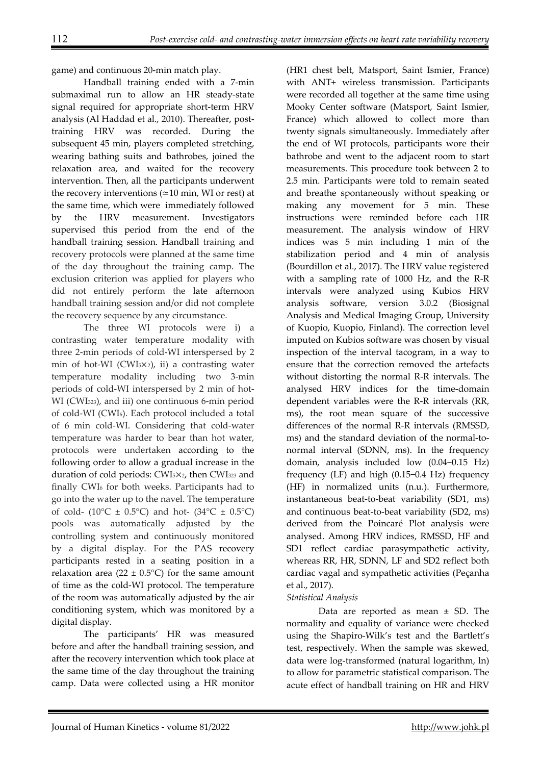game) and continuous 20-min match play.

Handball training ended with a 7-min submaximal run to allow an HR steady-state signal required for appropriate short-term HRV analysis (Al Haddad et al., 2010). Thereafter, post-training HRV was recorded. During the subsequent 45 min, players completed stretching, wearing bathing suits and bathrobes, joined the relaxation area, and waited for the recovery intervention. Then, all the participants underwent the recovery interventions (≃10 min, WI or rest) at the same time, which were immediately followed by the HRV measurement. Investigators supervised this period from the end of the handball training session. Handball training and recovery protocols were planned at the same time of the day throughout the training camp. The exclusion criterion was applied for players who did not entirely perform the late afternoon handball training session and/or did not complete the recovery sequence by any circumstance.

The three WI protocols were i) a contrasting water temperature modality with three 2-min periods of cold-WI interspersed by 2 min of hot-WI ($CWI_{5\times2}$), ii) a contrasting water temperature modality including two 3-min periods of cold-WI interspersed by 2 min of hot-WI ($CWI_{323}$), and iii) one continuous 6-min period of cold-WI ($CWI_6$). Each protocol included a total of 6 min cold-WI. Considering that cold-water temperature was harder to bear than hot water, protocols were undertaken according to the following order to allow a gradual increase in the duration of cold periods: $CWI_{5\times2}$, then $CWI_{323}$ and finally $CWI_6$ for both weeks. Participants had to go into the water up to the navel. The temperature of cold- (10°C ± 0.5°C) and hot- (34°C ± 0.5°C) pools was automatically adjusted by the controlling system and continuously monitored by a digital display. For the PAS recovery participants rested in a seating position in a relaxation area (22 ± 0.5°C) for the same amount of time as the cold-WI protocol. The temperature of the room was automatically adjusted by the air conditioning system, which was monitored by a digital display.

The participants' HR was measured before and after the handball training session, and after the recovery intervention which took place at the same time of the day throughout the training camp. Data were collected using a HR monitor (HR1 chest belt, Matsport, Saint Ismier, France) with ANT+ wireless transmission. Participants were recorded all together at the same time using Mooky Center software (Matsport, Saint Ismier, France) which allowed to collect more than twenty signals simultaneously. Immediately after the end of WI protocols, participants wore their bathrobe and went to the adjacent room to start measurements. This procedure took between 2 to 2.5 min. Participants were told to remain seated and breathe spontaneously without speaking or making any movement for 5 min. These instructions were reminded before each HR measurement. The analysis window of HRV indices was 5 min including 1 min of the stabilization period and 4 min of analysis (Bourdillon et al., 2017). The HRV value registered with a sampling rate of 1000 Hz, and the R-R intervals were analyzed using Kubios HRV analysis software, version 3.0.2 (Biosignal Analysis and Medical Imaging Group, University of Kuopio, Kuopio, Finland). The correction level imputed on Kubios software was chosen by visual inspection of the interval tacogram, in a way to ensure that the correction removed the artefacts without distorting the normal R-R intervals. The analysed HRV indices for the time-domain dependent variables were the R-R intervals (RR, ms), the root mean square of the successive differences of the normal R-R intervals (RMSSD, ms) and the standard deviation of the normal-to-normal interval (SDNN, ms). In the frequency domain, analysis included low (0.04–0.15 Hz) frequency (LF) and high (0.15–0.4 Hz) frequency (HF) in normalized units (n.u.). Furthermore, instantaneous beat-to-beat variability (SD1, ms) and continuous beat-to-beat variability (SD2, ms) derived from the Poincaré Plot analysis were analysed. Among HRV indices, RMSSD, HF and SD1 reflect cardiac parasympathetic activity, whereas RR, HR, SDNN, LF and SD2 reflect both cardiac vagal and sympathetic activities (Peçanha et al., 2017).

*Statistical Analysis*

Data are reported as mean ± SD. The normality and equality of variance were checked using the Shapiro-Wilk's test and the Bartlett's test, respectively. When the sample was skewed, data were log-transformed (natural logarithm, ln) to allow for parametric statistical comparison. The acute effect of handball training on HR and HRV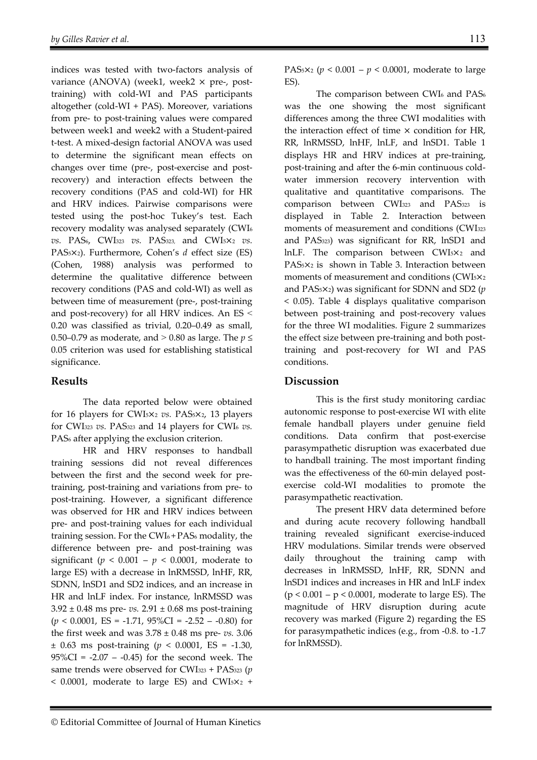indices was tested with two-factors analysis of variance (ANOVA) (week1, week2 × pre-, post-training) with cold-WI and PAS participants altogether (cold-WI + PAS). Moreover, variations from pre- to post-training values were compared between week1 and week2 with a Student-paired t-test. A mixed-design factorial ANOVA was used to determine the significant mean effects on changes over time (pre-, post-exercise and post-recovery) and interaction effects between the recovery conditions (PAS and cold-WI) for HR and HRV indices. Pairwise comparisons were tested using the post-hoc Tukey's test. Each recovery modality was analysed separately ($CWI_6$ *vs.* $PAS_6$, $CWI_{323}$ *vs.* $PAS_{323}$, and $CWI_{5\times2}$ *vs.* $PAS_{5\times2}$). Furthermore, Cohen's *d* effect size (ES) (Cohen, 1988) analysis was performed to determine the qualitative difference between recovery conditions (PAS and cold-WI) as well as between time of measurement (pre-, post-training and post-recovery) for all HRV indices. An ES < 0.20 was classified as trivial, 0.20–0.49 as small, 0.50–0.79 as moderate, and > 0.80 as large. The $p \leq 0.05$ criterion was used for establishing statistical significance.

## Results

The data reported below were obtained for 16 players for $CWI_{5\times2}$ *vs.* $PAS_{5\times2}$, 13 players for $CWI_{323}$ *vs.* $PAS_{323}$ and 14 players for $CWI_6$ *vs.* $PAS_6$ after applying the exclusion criterion.

HR and HRV responses to handball training sessions did not reveal differences between the first and the second week for pre-training, post-training and variations from pre- to post-training. However, a significant difference was observed for HR and HRV indices between pre- and post-training values for each individual training session. For the $CWI_6+PAS_6$ modality, the difference between pre- and post-training was significant ($p < 0.001 - p < 0.0001$, moderate to large ES) with a decrease in lnRMSSD, lnHF, RR, SDNN, lnSD1 and SD2 indices, and an increase in HR and lnLF index. For instance, lnRMSSD was 3.92 ± 0.48 ms pre- *vs.* 2.91 ± 0.68 ms post-training ($p < 0.0001$, ES = -1.71, 95%CI = -2.52 – -0.80) for the first week and was 3.78 ± 0.48 ms pre- *vs.* 3.06 ± 0.63 ms post-training ($p < 0.0001$, ES = -1.30, 95%CI = -2.07 – -0.45) for the second week. The same trends were observed for $CWI_{323}$ + $PAS_{323}$ ($p < 0.0001$, moderate to large ES) and $CWI_{5\times2}$ + $PAS_{5\times2}$ ($p < 0.001 - p < 0.0001$, moderate to large ES).

The comparison between $CWI_6$ and $PAS_6$ was the one showing the most significant differences among the three CWI modalities with the interaction effect of time × condition for HR, RR, lnRMSSD, lnHF, lnLF, and lnSD1. Table 1 displays HR and HRV indices at pre-training, post-training and after the 6-min continuous cold-water immersion recovery intervention with qualitative and quantitative comparisons. The comparison between $CWI_{323}$ and $PAS_{323}$ is displayed in Table 2. Interaction between moments of measurement and conditions ($CWI_{323}$ and $PAS_{323}$) was significant for RR, lnSD1 and lnLF. The comparison between $CWI_{5\times2}$ and $PAS_{5\times2}$ is shown in Table 3. Interaction between moments of measurement and conditions ($CWI_{5\times2}$ and $PAS_{5\times2}$) was significant for SDNN and SD2 ($p < 0.05$). Table 4 displays qualitative comparison between post-training and post-recovery values for the three WI modalities. Figure 2 summarizes the effect size between pre-training and both post-training and post-recovery for WI and PAS conditions.

## Discussion

This is the first study monitoring cardiac autonomic response to post-exercise WI with elite female handball players under genuine field conditions. Data confirm that post-exercise parasympathetic disruption was exacerbated due to handball training. The most important finding was the effectiveness of the 60-min delayed post-exercise cold-WI modalities to promote the parasympathetic reactivation.

The present HRV data determined before and during acute recovery following handball training revealed significant exercise-induced HRV modulations. Similar trends were observed daily throughout the training camp with decreases in lnRMSSD, lnHF, RR, SDNN and lnSD1 indices and increases in HR and lnLF index ($p < 0.001 - p < 0.0001$, moderate to large ES). The magnitude of HRV disruption during acute recovery was marked (Figure 2) regarding the ES for parasympathetic indices (e.g., from -0.8. to -1.7 for lnRMSSD).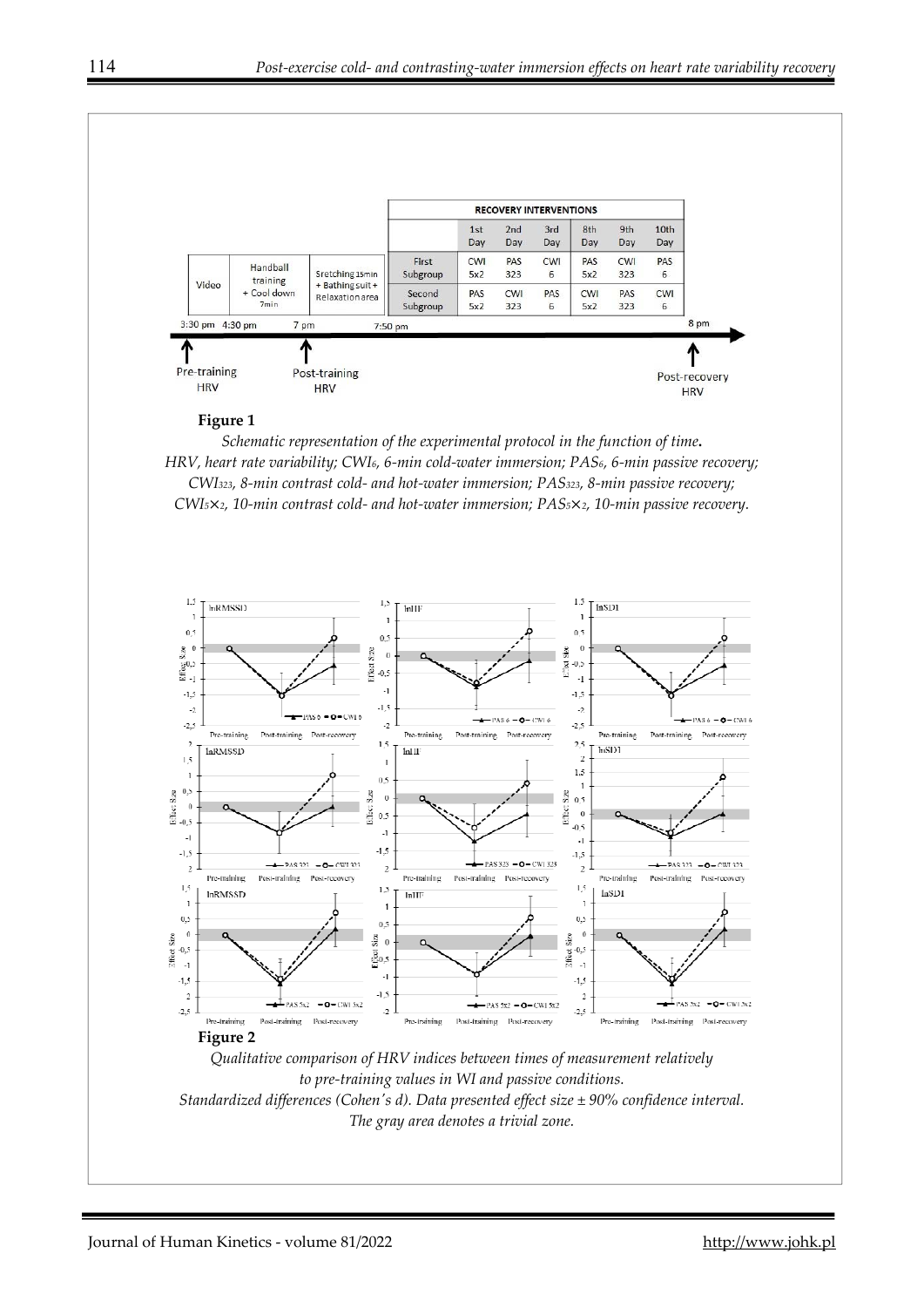| | RECOVERY INTERVENTIONS | | | | | |
|---|---|---|---|---|---|---|
| | 1st Day | 2nd Day | 3rd Day | 8th Day | 9th Day | 10th Day |
| First Subgroup | CWI 5x2 | PAS 323 | CWI 6 | PAS 5x2 | CWI 323 | PAS 6 |
| Second Subgroup | PAS 5x2 | CWI 323 | PAS 6 | CWI 5x2 | PAS 323 | CWI 6 |

Video (3:30 pm) → Handball training + Cool down 7min (4:30 pm) → Stretching 15min + Bathing suit + Relaxation area (7 pm) → Recovery interventions (7:50 pm) → 8 pm

Pre-training HRV; Post-training HRV; Post-recovery HRV

**Figure 1**

*Schematic representation of the experimental protocol in the function of time.*
*HRV, heart rate variability; $CWI_6$, 6-min cold-water immersion; $PAS_6$, 6-min passive recovery; $CWI_{323}$, 8-min contrast cold- and hot-water immersion; $PAS_{323}$, 8-min passive recovery; $CWI_{5\times2}$, 10-min contrast cold- and hot-water immersion; $PAS_{5\times2}$, 10-min passive recovery.*

**Figure 2**

*Qualitative comparison of HRV indices between times of measurement relatively to pre-training values in WI and passive conditions.*
*Standardized differences (Cohen's d). Data presented effect size ± 90% confidence interval.*
*The gray area denotes a trivial zone.*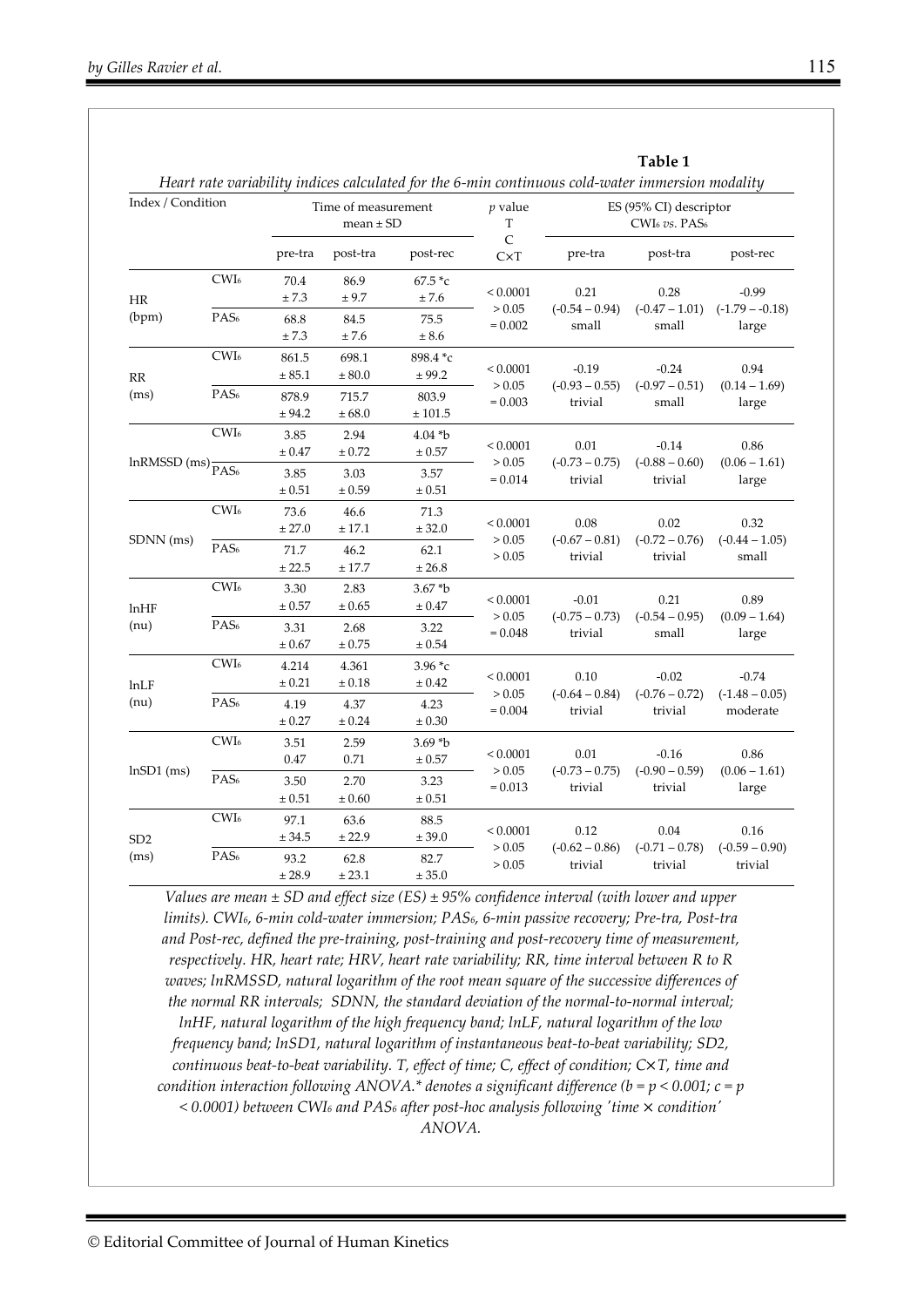**Table 1**

*Heart rate variability indices calculated for the 6-min continuous cold-water immersion modality*

| Index / Condition | | Time of measurement mean ± SD | | | *p* value T C C×T | ES (95% CI) descriptor $CWI_6$ *vs.* $PAS_6$ | | |
|---|---|---|---|---|---|---|---|---|
| | | pre-tra | post-tra | post-rec | | pre-tra | post-tra | post-rec |
| HR (bpm) | $CWI_6$ | 70.4 ± 7.3 | 86.9 ± 9.7 | 67.5 *c ± 7.6 | < 0.0001 > 0.05 = 0.002 | 0.21 (-0.54 – 0.94) small | 0.28 (-0.47 – 1.01) small | -0.99 (-1.79 – -0.18) large |
| | $PAS_6$ | 68.8 ± 7.3 | 84.5 ± 7.6 | 75.5 ± 8.6 | | | | |
| RR (ms) | $CWI_6$ | 861.5 ± 85.1 | 698.1 ± 80.0 | 898.4 *c ± 99.2 | < 0.0001 > 0.05 = 0.003 | -0.19 (-0.93 – 0.55) trivial | -0.24 (-0.97 – 0.51) small | 0.94 (0.14 – 1.69) large |
| | $PAS_6$ | 878.9 ± 94.2 | 715.7 ± 68.0 | 803.9 ± 101.5 | | | | |
| lnRMSSD (ms) | $CWI_6$ | 3.85 ± 0.47 | 2.94 ± 0.72 | 4.04 *b ± 0.57 | < 0.0001 > 0.05 = 0.014 | 0.01 (-0.73 – 0.75) trivial | -0.14 (-0.88 – 0.60) trivial | 0.86 (0.06 – 1.61) large |
| | $PAS_6$ | 3.85 ± 0.51 | 3.03 ± 0.59 | 3.57 ± 0.51 | | | | |
| SDNN (ms) | $CWI_6$ | 73.6 ± 27.0 | 46.6 ± 17.1 | 71.3 ± 32.0 | < 0.0001 > 0.05 > 0.05 | 0.08 (-0.67 – 0.81) trivial | 0.02 (-0.72 – 0.76) trivial | 0.32 (-0.44 – 1.05) small |
| | $PAS_6$ | 71.7 ± 22.5 | 46.2 ± 17.7 | 62.1 ± 26.8 | | | | |
| lnHF (nu) | $CWI_6$ | 3.30 ± 0.57 | 2.83 ± 0.65 | 3.67 *b ± 0.47 | < 0.0001 > 0.05 = 0.048 | -0.01 (-0.75 – 0.73) trivial | 0.21 (-0.54 – 0.95) small | 0.89 (0.09 – 1.64) large |
| | $PAS_6$ | 3.31 ± 0.67 | 2.68 ± 0.75 | 3.22 ± 0.54 | | | | |
| lnLF (nu) | $CWI_6$ | 4.214 ± 0.21 | 4.361 ± 0.18 | 3.96 *c ± 0.42 | < 0.0001 > 0.05 = 0.004 | 0.10 (-0.64 – 0.84) trivial | -0.02 (-0.76 – 0.72) trivial | -0.74 (-1.48 – 0.05) moderate |
| | $PAS_6$ | 4.19 ± 0.27 | 4.37 ± 0.24 | 4.23 ± 0.30 | | | | |
| lnSD1 (ms) | $CWI_6$ | 3.51 0.47 | 2.59 0.71 | 3.69 *b ± 0.57 | < 0.0001 > 0.05 = 0.013 | 0.01 (-0.73 – 0.75) trivial | -0.16 (-0.90 – 0.59) trivial | 0.86 (0.06 – 1.61) large |
| | $PAS_6$ | 3.50 ± 0.51 | 2.70 ± 0.60 | 3.23 ± 0.51 | | | | |
| SD2 (ms) | $CWI_6$ | 97.1 ± 34.5 | 63.6 ± 22.9 | 88.5 ± 39.0 | < 0.0001 > 0.05 > 0.05 | 0.12 (-0.62 – 0.86) trivial | 0.04 (-0.71 – 0.78) trivial | 0.16 (-0.59 – 0.90) trivial |
| | $PAS_6$ | 93.2 ± 28.9 | 62.8 ± 23.1 | 82.7 ± 35.0 | | | | |

*Values are mean ± SD and effect size (ES) ± 95% confidence interval (with lower and upper limits). $CWI_6$, 6-min cold-water immersion; $PAS_6$, 6-min passive recovery; Pre-tra, Post-tra and Post-rec, defined the pre-training, post-training and post-recovery time of measurement, respectively. HR, heart rate; HRV, heart rate variability; RR, time interval between R to R waves; lnRMSSD, natural logarithm of the root mean square of the successive differences of the normal RR intervals; SDNN, the standard deviation of the normal-to-normal interval; lnHF, natural logarithm of the high frequency band; lnLF, natural logarithm of the low frequency band; lnSD1, natural logarithm of instantaneous beat-to-beat variability; SD2, continuous beat-to-beat variability. T, effect of time; C, effect of condition; C×T, time and condition interaction following ANOVA.* denotes a significant difference (b = $p < 0.001$; c = $p < 0.0001$) between $CWI_6$ and $PAS_6$ after post-hoc analysis following 'time × condition' ANOVA.*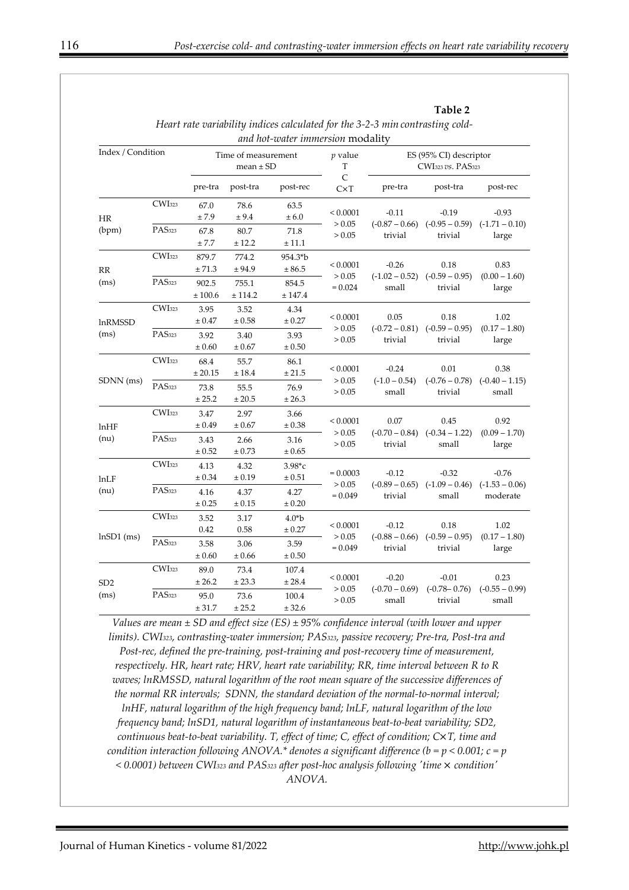**Table 2**

*Heart rate variability indices calculated for the 3-2-3 min contrasting cold- and hot-water immersion modality*

| Index / Condition | | Time of measurement mean ± SD | | | $p$ value T C C×T | ES (95% CI) descriptor $CWI_{323}$ *vs.* $PAS_{323}$ | | |
|---|---|---|---|---|---|---|---|---|
| | | pre-tra | post-tra | post-rec | | pre-tra | post-tra | post-rec |
| HR (bpm) | $CWI_{323}$ | 67.0 ± 7.9 | 78.6 ± 9.4 | 63.5 ± 6.0 | < 0.0001 > 0.05 > 0.05 | -0.11 (-0.87 – 0.66) trivial | -0.19 (-0.95 – 0.59) trivial | -0.93 (-1.71 – 0.10) large |
| | $PAS_{323}$ | 67.8 ± 7.7 | 80.7 ± 12.2 | 71.8 ± 11.1 | | | | |
| RR (ms) | $CWI_{323}$ | 879.7 ± 71.3 | 774.2 ± 94.9 | 954.3*b ± 86.5 | < 0.0001 > 0.05 = 0.024 | -0.26 (-1.02 – 0.52) small | 0.18 (-0.59 – 0.95) trivial | 0.83 (0.00 – 1.60) large |
| | $PAS_{323}$ | 902.5 ± 100.6 | 755.1 ± 114.2 | 854.5 ± 147.4 | | | | |
| lnRMSSD (ms) | $CWI_{323}$ | 3.95 ± 0.47 | 3.52 ± 0.58 | 4.34 ± 0.27 | < 0.0001 > 0.05 > 0.05 | 0.05 (-0.72 – 0.81) trivial | 0.18 (-0.59 – 0.95) trivial | 1.02 (0.17 – 1.80) large |
| | $PAS_{323}$ | 3.92 ± 0.60 | 3.40 ± 0.67 | 3.93 ± 0.50 | | | | |
| SDNN (ms) | $CWI_{323}$ | 68.4 ± 20.15 | 55.7 ± 18.4 | 86.1 ± 21.5 | < 0.0001 > 0.05 > 0.05 | -0.24 (-1.0 – 0.54) small | 0.01 (-0.76 – 0.78) trivial | 0.38 (-0.40 – 1.15) small |
| | $PAS_{323}$ | 73.8 ± 25.2 | 55.5 ± 20.5 | 76.9 ± 26.3 | | | | |
| lnHF (nu) | $CWI_{323}$ | 3.47 ± 0.49 | 2.97 ± 0.67 | 3.66 ± 0.38 | < 0.0001 > 0.05 > 0.05 | 0.07 (-0.70 – 0.84) trivial | 0.45 (-0.34 – 1.22) small | 0.92 (0.09 – 1.70) large |
| | $PAS_{323}$ | 3.43 ± 0.52 | 2.66 ± 0.73 | 3.16 ± 0.65 | | | | |
| lnLF (nu) | $CWI_{323}$ | 4.13 ± 0.34 | 4.32 ± 0.19 | 3.98*c ± 0.51 | = 0.0003 > 0.05 = 0.049 | -0.12 (-0.89 – 0.65) trivial | -0.32 (-1.09 – 0.46) small | -0.76 (-1.53 – 0.06) moderate |
| | $PAS_{323}$ | 4.16 ± 0.25 | 4.37 ± 0.15 | 4.27 ± 0.20 | | | | |
| lnSD1 (ms) | $CWI_{323}$ | 3.52 0.42 | 3.17 0.58 | 4.0*b ± 0.27 | < 0.0001 > 0.05 = 0.049 | -0.12 (-0.88 – 0.66) trivial | 0.18 (-0.59 – 0.95) trivial | 1.02 (0.17 – 1.80) large |
| | $PAS_{323}$ | 3.58 ± 0.60 | 3.06 ± 0.66 | 3.59 ± 0.50 | | | | |
| SD2 (ms) | $CWI_{323}$ | 89.0 ± 26.2 | 73.4 ± 23.3 | 107.4 ± 28.4 | < 0.0001 > 0.05 > 0.05 | -0.20 (-0.70 – 0.69) small | -0.01 (-0.78– 0.76) trivial | 0.23 (-0.55 – 0.99) small |
| | $PAS_{323}$ | 95.0 ± 31.7 | 73.6 ± 25.2 | 100.4 ± 32.6 | | | | |

*Values are mean ± SD and effect size (ES) ± 95% confidence interval (with lower and upper limits). $CWI_{323}$, contrasting-water immersion; $PAS_{323}$, passive recovery; Pre-tra, Post-tra and Post-rec, defined the pre-training, post-training and post-recovery time of measurement, respectively. HR, heart rate; HRV, heart rate variability; RR, time interval between R to R waves; lnRMSSD, natural logarithm of the root mean square of the successive differences of the normal RR intervals; SDNN, the standard deviation of the normal-to-normal interval; lnHF, natural logarithm of the high frequency band; lnLF, natural logarithm of the low frequency band; lnSD1, natural logarithm of instantaneous beat-to-beat variability; SD2, continuous beat-to-beat variability. T, effect of time; C, effect of condition; C×T, time and condition interaction following ANOVA.* denotes a significant difference (b = $p < 0.001$; c = $p < 0.0001$) between $CWI_{323}$ and $PAS_{323}$ after post-hoc analysis following 'time × condition' ANOVA.*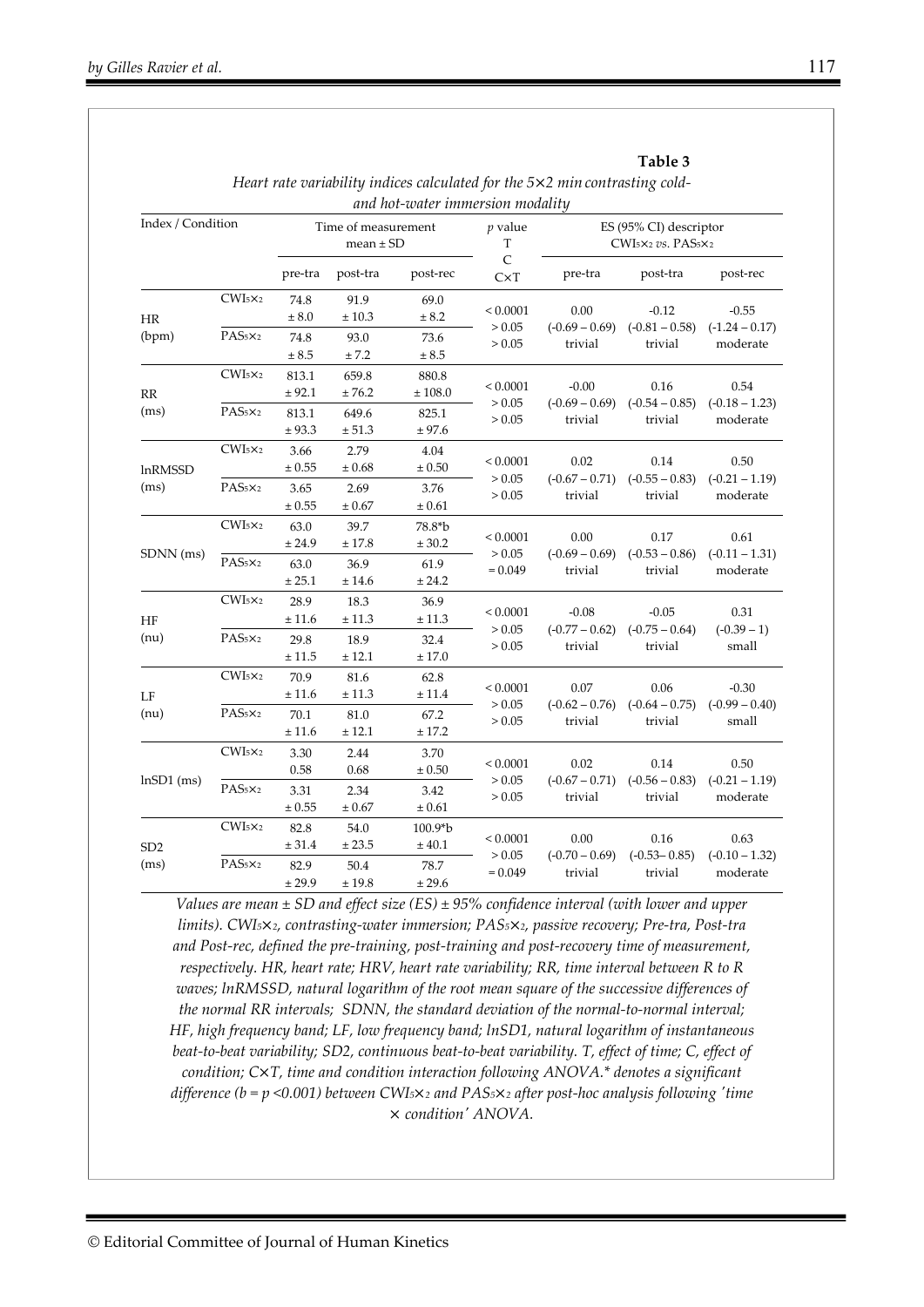**Table 3**

*Heart rate variability indices calculated for the 5×2 min contrasting cold- and hot-water immersion modality*

| Index / Condition | | Time of measurement mean ± SD | | | p value T C C×T | ES (95% CI) descriptor $CWI_{5\times2}$ vs. $PAS_{5\times2}$ | | |
|---|---|---|---|---|---|---|---|---|
| | | pre-tra | post-tra | post-rec | | pre-tra | post-tra | post-rec |
| HR (bpm) | $CWI_{5\times2}$ | 74.8 ± 8.0 | 91.9 ± 10.3 | 69.0 ± 8.2 | < 0.0001 > 0.05 > 0.05 | 0.00 (-0.69 – 0.69) trivial | -0.12 (-0.81 – 0.58) trivial | -0.55 (-1.24 – 0.17) moderate |
| | $PAS_{5\times2}$ | 74.8 ± 8.5 | 93.0 ± 7.2 | 73.6 ± 8.5 | | | | |
| RR (ms) | $CWI_{5\times2}$ | 813.1 ± 92.1 | 659.8 ± 76.2 | 880.8 ± 108.0 | < 0.0001 > 0.05 > 0.05 | -0.00 (-0.69 – 0.69) trivial | 0.16 (-0.54 – 0.85) trivial | 0.54 (-0.18 – 1.23) moderate |
| | $PAS_{5\times2}$ | 813.1 ± 93.3 | 649.6 ± 51.3 | 825.1 ± 97.6 | | | | |
| lnRMSSD (ms) | $CWI_{5\times2}$ | 3.66 ± 0.55 | 2.79 ± 0.68 | 4.04 ± 0.50 | < 0.0001 > 0.05 > 0.05 | 0.02 (-0.67 – 0.71) trivial | 0.14 (-0.55 – 0.83) trivial | 0.50 (-0.21 – 1.19) moderate |
| | $PAS_{5\times2}$ | 3.65 ± 0.55 | 2.69 ± 0.67 | 3.76 ± 0.61 | | | | |
| SDNN (ms) | $CWI_{5\times2}$ | 63.0 ± 24.9 | 39.7 ± 17.8 | 78.8*b ± 30.2 | < 0.0001 > 0.05 = 0.049 | 0.00 (-0.69 – 0.69) trivial | 0.17 (-0.53 – 0.86) trivial | 0.61 (-0.11 – 1.31) moderate |
| | $PAS_{5\times2}$ | 63.0 ± 25.1 | 36.9 ± 14.6 | 61.9 ± 24.2 | | | | |
| HF (nu) | $CWI_{5\times2}$ | 28.9 ± 11.6 | 18.3 ± 11.3 | 36.9 ± 11.3 | < 0.0001 > 0.05 > 0.05 | -0.08 (-0.77 – 0.62) trivial | -0.05 (-0.75 – 0.64) trivial | 0.31 (-0.39 – 1) small |
| | $PAS_{5\times2}$ | 29.8 ± 11.5 | 18.9 ± 12.1 | 32.4 ± 17.0 | | | | |
| LF (nu) | $CWI_{5\times2}$ | 70.9 ± 11.6 | 81.6 ± 11.3 | 62.8 ± 11.4 | < 0.0001 > 0.05 > 0.05 | 0.07 (-0.62 – 0.76) trivial | 0.06 (-0.64 – 0.75) trivial | -0.30 (-0.99 – 0.40) small |
| | $PAS_{5\times2}$ | 70.1 ± 11.6 | 81.0 ± 12.1 | 67.2 ± 17.2 | | | | |
| lnSD1 (ms) | $CWI_{5\times2}$ | 3.30 0.58 | 2.44 0.68 | 3.70 ± 0.50 | < 0.0001 > 0.05 > 0.05 | 0.02 (-0.67 – 0.71) trivial | 0.14 (-0.56 – 0.83) trivial | 0.50 (-0.21 – 1.19) moderate |
| | $PAS_{5\times2}$ | 3.31 ± 0.55 | 2.34 ± 0.67 | 3.42 ± 0.61 | | | | |
| SD2 (ms) | $CWI_{5\times2}$ | 82.8 ± 31.4 | 54.0 ± 23.5 | 100.9*b ± 40.1 | < 0.0001 > 0.05 = 0.049 | 0.00 (-0.70 – 0.69) trivial | 0.16 (-0.53– 0.85) trivial | 0.63 (-0.10 – 1.32) moderate |
| | $PAS_{5\times2}$ | 82.9 ± 29.9 | 50.4 ± 19.8 | 78.7 ± 29.6 | | | | |

*Values are mean ± SD and effect size (ES) ± 95% confidence interval (with lower and upper limits). $CWI_{5\times2}$, contrasting-water immersion; $PAS_{5\times2}$, passive recovery; Pre-tra, Post-tra and Post-rec, defined the pre-training, post-training and post-recovery time of measurement, respectively. HR, heart rate; HRV, heart rate variability; RR, time interval between R to R waves; lnRMSSD, natural logarithm of the root mean square of the successive differences of the normal RR intervals; SDNN, the standard deviation of the normal-to-normal interval; HF, high frequency band; LF, low frequency band; lnSD1, natural logarithm of instantaneous beat-to-beat variability; SD2, continuous beat-to-beat variability. T, effect of time; C, effect of condition; C×T, time and condition interaction following ANOVA.* denotes a significant difference (b = p <0.001) between $CWI_{5\times2}$ and $PAS_{5\times2}$ after post-hoc analysis following 'time × condition' ANOVA.*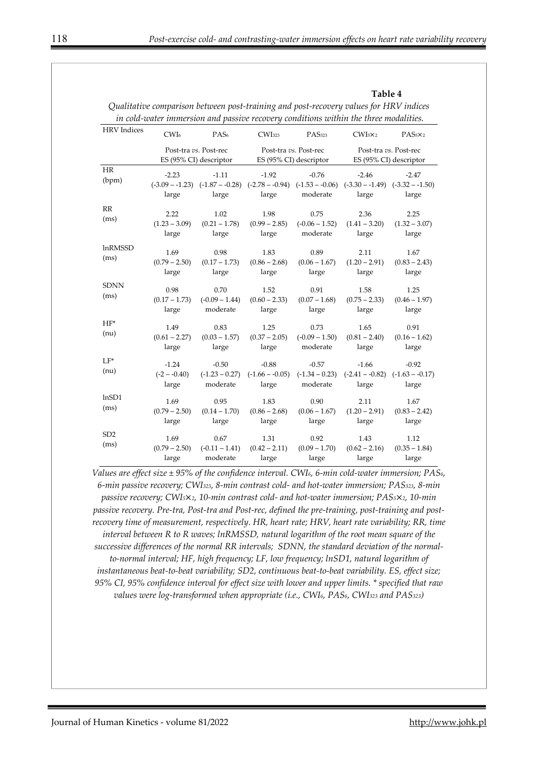**Table 4**

*Qualitative comparison between post-training and post-recovery values for HRV indices in cold-water immersion and passive recovery conditions within the three modalities.*

| HRV Indices | $CWI_6$ | $PAS_6$ | $CWI_{323}$ | $PAS_{323}$ | $CWI_{5\times2}$ | $PAS_{5\times2}$ |
|---|---|---|---|---|---|---|
| | Post-tra *vs.* Post-rec ES (95% CI) descriptor | | Post-tra *vs.* Post-rec ES (95% CI) descriptor | | Post-tra *vs.* Post-rec ES (95% CI) descriptor | |
| HR (bpm) | -2.23 (-3.09 – -1.23) large | -1.11 (-1.87 – -0.28) large | -1.92 (-2.78 – -0.94) large | -0.76 (-1.53 – -0.06) moderate | -2.46 (-3.30 – -1.49) large | -2.47 (-3.32 – -1.50) large |
| RR (ms) | 2.22 (1.23 – 3.09) large | 1.02 (0.21 – 1.78) large | 1.98 (0.99 – 2.85) large | 0.75 (-0.06 – 1.52) moderate | 2.36 (1.41 – 3.20) large | 2.25 (1.32 – 3.07) large |
| lnRMSSD (ms) | 1.69 (0.79 – 2.50) large | 0.98 (0.17 – 1.73) large | 1.83 (0.86 – 2.68) large | 0.89 (0.06 – 1.67) large | 2.11 (1.20 – 2.91) large | 1.67 (0.83 – 2.43) large |
| SDNN (ms) | 0.98 (0.17 – 1.73) large | 0.70 (-0.09 – 1.44) moderate | 1.52 (0.60 – 2.33) large | 0.91 (0.07 – 1.68) large | 1.58 (0.75 – 2.33) large | 1.25 (0.46 – 1.97) large |
| HF* (nu) | 1.49 (0.61 – 2.27) large | 0.83 (0.03 – 1.57) large | 1.25 (0.37 – 2.05) large | 0.73 (-0.09 – 1.50) moderate | 1.65 (0.81 – 2.40) large | 0.91 (0.16 – 1.62) large |
| LF* (nu) | -1.24 (-2 – -0.40) large | -0.50 (-1.23 – 0.27) moderate | -0.88 (-1.66 – -0.05) large | -0.57 (-1.34 – 0.23) moderate | -1.66 (-2.41 – -0.82) large | -0.92 (-1.63 – -0.17) large |
| lnSD1 (ms) | 1.69 (0.79 – 2.50) large | 0.95 (0.14 – 1.70) large | 1.83 (0.86 – 2.68) large | 0.90 (0.06 – 1.67) large | 2.11 (1.20 – 2.91) large | 1.67 (0.83 – 2.42) large |
| SD2 (ms) | 1.69 (0.79 – 2.50) large | 0.67 (-0.11 – 1.41) moderate | 1.31 (0.42 – 2.11) large | 0.92 (0.09 – 1.70) large | 1.43 (0.62 – 2.16) large | 1.12 (0.35 – 1.84) large |

*Values are effect size ± 95% of the confidence interval. $CWI_6$, 6-min cold-water immersion; $PAS_6$, 6-min passive recovery; $CWI_{323}$, 8-min contrast cold- and hot-water immersion; $PAS_{323}$, 8-min passive recovery; $CWI_{5\times2}$, 10-min contrast cold- and hot-water immersion; $PAS_{5\times2}$, 10-min passive recovery. Pre-tra, Post-tra and Post-rec, defined the pre-training, post-training and post-recovery time of measurement, respectively. HR, heart rate; HRV, heart rate variability; RR, time interval between R to R waves; lnRMSSD, natural logarithm of the root mean square of the successive differences of the normal RR intervals; SDNN, the standard deviation of the normal-to-normal interval; HF, high frequency; LF, low frequency; lnSD1, natural logarithm of instantaneous beat-to-beat variability; SD2, continuous beat-to-beat variability. ES, effect size; 95% CI, 95% confidence interval for effect size with lower and upper limits. * specified that raw values were log-transformed when appropriate (i.e., $CWI_6$, $PAS_6$, $CWI_{323}$ and $PAS_{323}$)*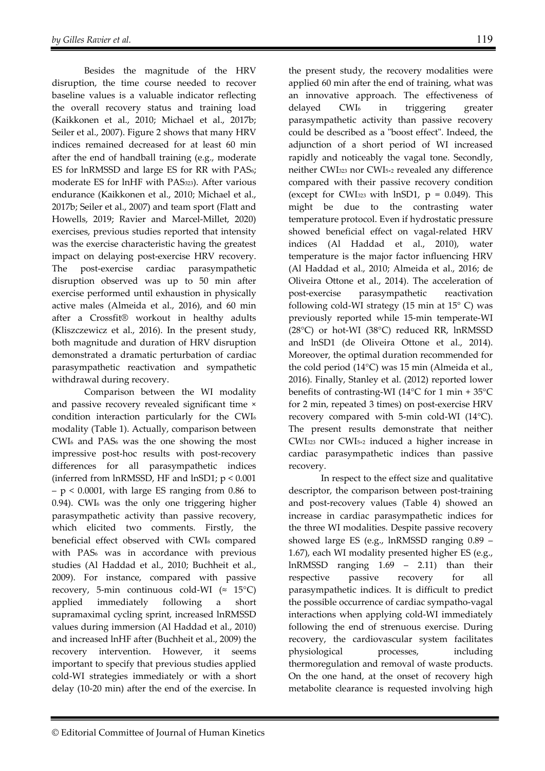Besides the magnitude of the HRV disruption, the time course needed to recover baseline values is a valuable indicator reflecting the overall recovery status and training load (Kaikkonen et al., 2010; Michael et al., 2017b; Seiler et al., 2007). Figure 2 shows that many HRV indices remained decreased for at least 60 min after the end of handball training (e.g., moderate ES for lnRMSSD and large ES for RR with $PAS_6$; moderate ES for lnHF with $PAS_{323}$). After various endurance (Kaikkonen et al., 2010; Michael et al., 2017b; Seiler et al., 2007) and team sport (Flatt and Howells, 2019; Ravier and Marcel-Millet, 2020) exercises, previous studies reported that intensity was the exercise characteristic having the greatest impact on delaying post-exercise HRV recovery. The post-exercise cardiac parasympathetic disruption observed was up to 50 min after exercise performed until exhaustion in physically active males (Almeida et al., 2016), and 60 min after a Crossfit® workout in healthy adults (Kliszczewicz et al., 2016). In the present study, both magnitude and duration of HRV disruption demonstrated a dramatic perturbation of cardiac parasympathetic reactivation and sympathetic withdrawal during recovery.

Comparison between the WI modality and passive recovery revealed significant time × condition interaction particularly for the $CWI_6$ modality (Table 1). Actually, comparison between $CWI_6$ and $PAS_6$ was the one showing the most impressive post-hoc results with post-recovery differences for all parasympathetic indices (inferred from lnRMSSD, HF and lnSD1; $p < 0.001$ – $p < 0.0001$, with large ES ranging from 0.86 to 0.94). $CWI_6$ was the only one triggering higher parasympathetic activity than passive recovery, which elicited two comments. Firstly, the beneficial effect observed with $CWI_6$ compared with $PAS_6$ was in accordance with previous studies (Al Haddad et al., 2010; Buchheit et al., 2009). For instance, compared with passive recovery, 5-min continuous cold-WI (≈ 15°C) applied immediately following a short supramaximal cycling sprint, increased lnRMSSD values during immersion (Al Haddad et al., 2010) and increased lnHF after (Buchheit et al., 2009) the recovery intervention. However, it seems important to specify that previous studies applied cold-WI strategies immediately or with a short delay (10-20 min) after the end of the exercise. In the present study, the recovery modalities were applied 60 min after the end of training, what was an innovative approach. The effectiveness of delayed $CWI_6$ in triggering greater parasympathetic activity than passive recovery could be described as a "boost effect". Indeed, the adjunction of a short period of WI increased rapidly and noticeably the vagal tone. Secondly, neither $CWI_{323}$ nor $CWI_{5\times2}$ revealed any difference compared with their passive recovery condition (except for $CWI_{323}$ with lnSD1, $p = 0.049$). This might be due to the contrasting water temperature protocol. Even if hydrostatic pressure showed beneficial effect on vagal-related HRV indices (Al Haddad et al., 2010), water temperature is the major factor influencing HRV (Al Haddad et al., 2010; Almeida et al., 2016; de Oliveira Ottone et al., 2014). The acceleration of post-exercise parasympathetic reactivation following cold-WI strategy (15 min at 15° C) was previously reported while 15-min temperate-WI (28°C) or hot-WI (38°C) reduced RR, lnRMSSD and lnSD1 (de Oliveira Ottone et al., 2014). Moreover, the optimal duration recommended for the cold period (14°C) was 15 min (Almeida et al., 2016). Finally, Stanley et al. (2012) reported lower benefits of contrasting-WI (14°C for 1 min + 35°C for 2 min, repeated 3 times) on post-exercise HRV recovery compared with 5-min cold-WI (14°C). The present results demonstrate that neither $CWI_{323}$ nor $CWI_{5\times2}$ induced a higher increase in cardiac parasympathetic indices than passive recovery.

In respect to the effect size and qualitative descriptor, the comparison between post-training and post-recovery values (Table 4) showed an increase in cardiac parasympathetic indices for the three WI modalities. Despite passive recovery showed large ES (e.g., lnRMSSD ranging 0.89 – 1.67), each WI modality presented higher ES (e.g., lnRMSSD ranging 1.69 – 2.11) than their respective passive recovery for all parasympathetic indices. It is difficult to predict the possible occurrence of cardiac sympatho-vagal interactions when applying cold-WI immediately following the end of strenuous exercise. During recovery, the cardiovascular system facilitates physiological processes, including thermoregulation and removal of waste products. On the one hand, at the onset of recovery high metabolite clearance is requested involving high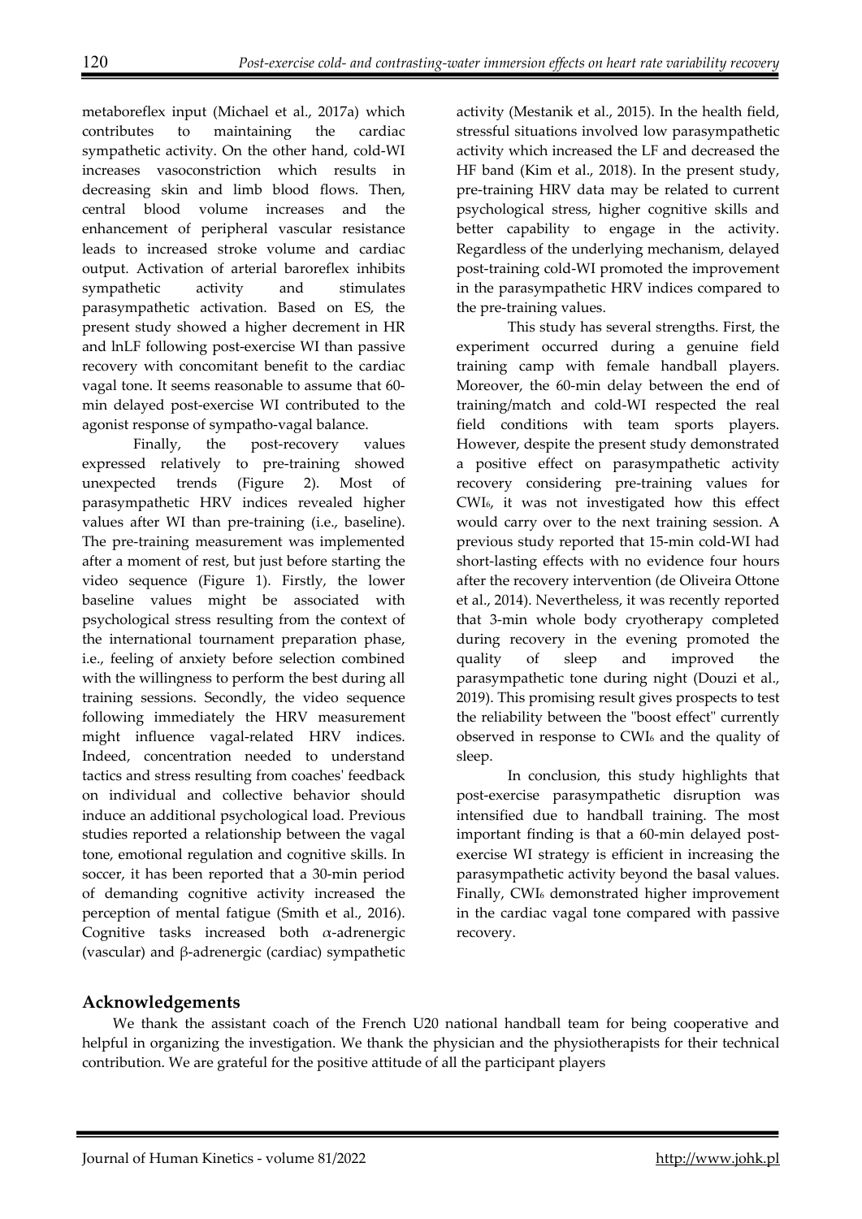metaboreflex input (Michael et al., 2017a) which contributes to maintaining the cardiac sympathetic activity. On the other hand, cold-WI increases vasoconstriction which results in decreasing skin and limb blood flows. Then, central blood volume increases and the enhancement of peripheral vascular resistance leads to increased stroke volume and cardiac output. Activation of arterial baroreflex inhibits sympathetic activity and stimulates parasympathetic activation. Based on ES, the present study showed a higher decrement in HR and lnLF following post-exercise WI than passive recovery with concomitant benefit to the cardiac vagal tone. It seems reasonable to assume that 60-min delayed post-exercise WI contributed to the agonist response of sympatho-vagal balance.

Finally, the post-recovery values expressed relatively to pre-training showed unexpected trends (Figure 2). Most of parasympathetic HRV indices revealed higher values after WI than pre-training (i.e., baseline). The pre-training measurement was implemented after a moment of rest, but just before starting the video sequence (Figure 1). Firstly, the lower baseline values might be associated with psychological stress resulting from the context of the international tournament preparation phase, i.e., feeling of anxiety before selection combined with the willingness to perform the best during all training sessions. Secondly, the video sequence following immediately the HRV measurement might influence vagal-related HRV indices. Indeed, concentration needed to understand tactics and stress resulting from coaches' feedback on individual and collective behavior should induce an additional psychological load. Previous studies reported a relationship between the vagal tone, emotional regulation and cognitive skills. In soccer, it has been reported that a 30-min period of demanding cognitive activity increased the perception of mental fatigue (Smith et al., 2016). Cognitive tasks increased both $\alpha$-adrenergic (vascular) and $\beta$-adrenergic (cardiac) sympathetic activity (Mestanik et al., 2015). In the health field, stressful situations involved low parasympathetic activity which increased the LF and decreased the HF band (Kim et al., 2018). In the present study, pre-training HRV data may be related to current psychological stress, higher cognitive skills and better capability to engage in the activity. Regardless of the underlying mechanism, delayed post-training cold-WI promoted the improvement in the parasympathetic HRV indices compared to the pre-training values.

This study has several strengths. First, the experiment occurred during a genuine field training camp with female handball players. Moreover, the 60-min delay between the end of training/match and cold-WI respected the real field conditions with team sports players. However, despite the present study demonstrated a positive effect on parasympathetic activity recovery considering pre-training values for $CWI_6$, it was not investigated how this effect would carry over to the next training session. A previous study reported that 15-min cold-WI had short-lasting effects with no evidence four hours after the recovery intervention (de Oliveira Ottone et al., 2014). Nevertheless, it was recently reported that 3-min whole body cryotherapy completed during recovery in the evening promoted the quality of sleep and improved the parasympathetic tone during night (Douzi et al., 2019). This promising result gives prospects to test the reliability between the "boost effect" currently observed in response to $CWI_6$ and the quality of sleep.

In conclusion, this study highlights that post-exercise parasympathetic disruption was intensified due to handball training. The most important finding is that a 60-min delayed post-exercise WI strategy is efficient in increasing the parasympathetic activity beyond the basal values. Finally, $CWI_6$ demonstrated higher improvement in the cardiac vagal tone compared with passive recovery.

## Acknowledgements

We thank the assistant coach of the French U20 national handball team for being cooperative and helpful in organizing the investigation. We thank the physician and the physiotherapists for their technical contribution. We are grateful for the positive attitude of all the participant players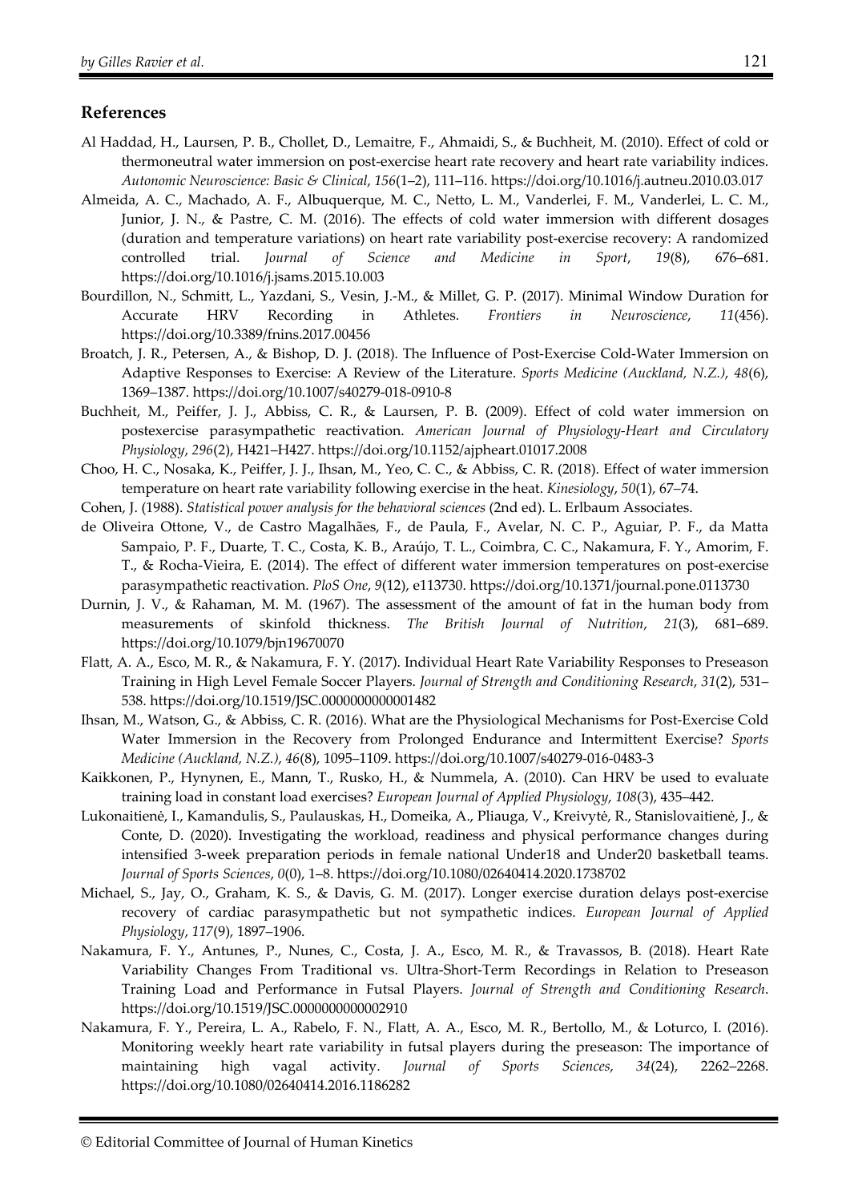## References

Al Haddad, H., Laursen, P. B., Chollet, D., Lemaitre, F., Ahmaidi, S., & Buchheit, M. (2010). Effect of cold or thermoneutral water immersion on post-exercise heart rate recovery and heart rate variability indices. *Autonomic Neuroscience: Basic & Clinical*, *156*(1–2), 111–116. https://doi.org/10.1016/j.autneu.2010.03.017

Almeida, A. C., Machado, A. F., Albuquerque, M. C., Netto, L. M., Vanderlei, F. M., Vanderlei, L. C. M., Junior, J. N., & Pastre, C. M. (2016). The effects of cold water immersion with different dosages (duration and temperature variations) on heart rate variability post-exercise recovery: A randomized controlled trial. *Journal of Science and Medicine in Sport*, *19*(8), 676–681. https://doi.org/10.1016/j.jsams.2015.10.003

Bourdillon, N., Schmitt, L., Yazdani, S., Vesin, J.-M., & Millet, G. P. (2017). Minimal Window Duration for Accurate HRV Recording in Athletes. *Frontiers in Neuroscience*, *11*(456). https://doi.org/10.3389/fnins.2017.00456

Broatch, J. R., Petersen, A., & Bishop, D. J. (2018). The Influence of Post-Exercise Cold-Water Immersion on Adaptive Responses to Exercise: A Review of the Literature. *Sports Medicine (Auckland, N.Z.)*, *48*(6), 1369–1387. https://doi.org/10.1007/s40279-018-0910-8

Buchheit, M., Peiffer, J. J., Abbiss, C. R., & Laursen, P. B. (2009). Effect of cold water immersion on postexercise parasympathetic reactivation. *American Journal of Physiology-Heart and Circulatory Physiology*, *296*(2), H421–H427. https://doi.org/10.1152/ajpheart.01017.2008

Choo, H. C., Nosaka, K., Peiffer, J. J., Ihsan, M., Yeo, C. C., & Abbiss, C. R. (2018). Effect of water immersion temperature on heart rate variability following exercise in the heat. *Kinesiology*, *50*(1), 67–74.

Cohen, J. (1988). *Statistical power analysis for the behavioral sciences* (2nd ed). L. Erlbaum Associates.

de Oliveira Ottone, V., de Castro Magalhães, F., de Paula, F., Avelar, N. C. P., Aguiar, P. F., da Matta Sampaio, P. F., Duarte, T. C., Costa, K. B., Araújo, T. L., Coimbra, C. C., Nakamura, F. Y., Amorim, F. T., & Rocha-Vieira, E. (2014). The effect of different water immersion temperatures on post-exercise parasympathetic reactivation. *PloS One*, *9*(12), e113730. https://doi.org/10.1371/journal.pone.0113730

Durnin, J. V., & Rahaman, M. M. (1967). The assessment of the amount of fat in the human body from measurements of skinfold thickness. *The British Journal of Nutrition*, *21*(3), 681–689. https://doi.org/10.1079/bjn19670070

Flatt, A. A., Esco, M. R., & Nakamura, F. Y. (2017). Individual Heart Rate Variability Responses to Preseason Training in High Level Female Soccer Players. *Journal of Strength and Conditioning Research*, *31*(2), 531–538. https://doi.org/10.1519/JSC.0000000000001482

Ihsan, M., Watson, G., & Abbiss, C. R. (2016). What are the Physiological Mechanisms for Post-Exercise Cold Water Immersion in the Recovery from Prolonged Endurance and Intermittent Exercise? *Sports Medicine (Auckland, N.Z.)*, *46*(8), 1095–1109. https://doi.org/10.1007/s40279-016-0483-3

Kaikkonen, P., Hynynen, E., Mann, T., Rusko, H., & Nummela, A. (2010). Can HRV be used to evaluate training load in constant load exercises? *European Journal of Applied Physiology*, *108*(3), 435–442.

Lukonaitienė, I., Kamandulis, S., Paulauskas, H., Domeika, A., Pliauga, V., Kreivytė, R., Stanislovaitienė, J., & Conte, D. (2020). Investigating the workload, readiness and physical performance changes during intensified 3-week preparation periods in female national Under18 and Under20 basketball teams. *Journal of Sports Sciences*, *0*(0), 1–8. https://doi.org/10.1080/02640414.2020.1738702

Michael, S., Jay, O., Graham, K. S., & Davis, G. M. (2017). Longer exercise duration delays post-exercise recovery of cardiac parasympathetic but not sympathetic indices. *European Journal of Applied Physiology*, *117*(9), 1897–1906.

Nakamura, F. Y., Antunes, P., Nunes, C., Costa, J. A., Esco, M. R., & Travassos, B. (2018). Heart Rate Variability Changes From Traditional vs. Ultra-Short-Term Recordings in Relation to Preseason Training Load and Performance in Futsal Players. *Journal of Strength and Conditioning Research*. https://doi.org/10.1519/JSC.0000000000002910

Nakamura, F. Y., Pereira, L. A., Rabelo, F. N., Flatt, A. A., Esco, M. R., Bertollo, M., & Loturco, I. (2016). Monitoring weekly heart rate variability in futsal players during the preseason: The importance of maintaining high vagal activity. *Journal of Sports Sciences*, *34*(24), 2262–2268. https://doi.org/10.1080/02640414.2016.1186282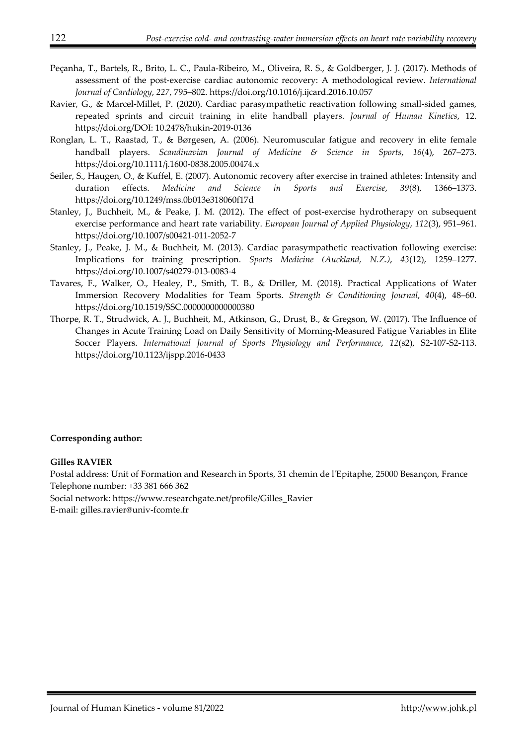Peçanha, T., Bartels, R., Brito, L. C., Paula-Ribeiro, M., Oliveira, R. S., & Goldberger, J. J. (2017). Methods of assessment of the post-exercise cardiac autonomic recovery: A methodological review. *International Journal of Cardiology*, *227*, 795–802. https://doi.org/10.1016/j.ijcard.2016.10.057

Ravier, G., & Marcel-Millet, P. (2020). Cardiac parasympathetic reactivation following small-sided games, repeated sprints and circuit training in elite handball players. *Journal of Human Kinetics*, 12. https://doi.org/DOI: 10.2478/hukin-2019-0136

Ronglan, L. T., Raastad, T., & Børgesen, A. (2006). Neuromuscular fatigue and recovery in elite female handball players. *Scandinavian Journal of Medicine & Science in Sports*, *16*(4), 267–273. https://doi.org/10.1111/j.1600-0838.2005.00474.x

Seiler, S., Haugen, O., & Kuffel, E. (2007). Autonomic recovery after exercise in trained athletes: Intensity and duration effects. *Medicine and Science in Sports and Exercise*, *39*(8), 1366–1373. https://doi.org/10.1249/mss.0b013e318060f17d

Stanley, J., Buchheit, M., & Peake, J. M. (2012). The effect of post-exercise hydrotherapy on subsequent exercise performance and heart rate variability. *European Journal of Applied Physiology*, *112*(3), 951–961. https://doi.org/10.1007/s00421-011-2052-7

Stanley, J., Peake, J. M., & Buchheit, M. (2013). Cardiac parasympathetic reactivation following exercise: Implications for training prescription. *Sports Medicine (Auckland, N.Z.)*, *43*(12), 1259–1277. https://doi.org/10.1007/s40279-013-0083-4

Tavares, F., Walker, O., Healey, P., Smith, T. B., & Driller, M. (2018). Practical Applications of Water Immersion Recovery Modalities for Team Sports. *Strength & Conditioning Journal*, *40*(4), 48–60. https://doi.org/10.1519/SSC.0000000000000380

Thorpe, R. T., Strudwick, A. J., Buchheit, M., Atkinson, G., Drust, B., & Gregson, W. (2017). The Influence of Changes in Acute Training Load on Daily Sensitivity of Morning-Measured Fatigue Variables in Elite Soccer Players. *International Journal of Sports Physiology and Performance*, *12*(s2), S2-107-S2-113. https://doi.org/10.1123/ijspp.2016-0433

**Corresponding author:**

**Gilles RAVIER**

Postal address: Unit of Formation and Research in Sports, 31 chemin de l'Epitaphe, 25000 Besançon, France
Telephone number: +33 381 666 362
Social network: https://www.researchgate.net/profile/Gilles_Ravier
E-mail: gilles.ravier@univ-fcomte.fr